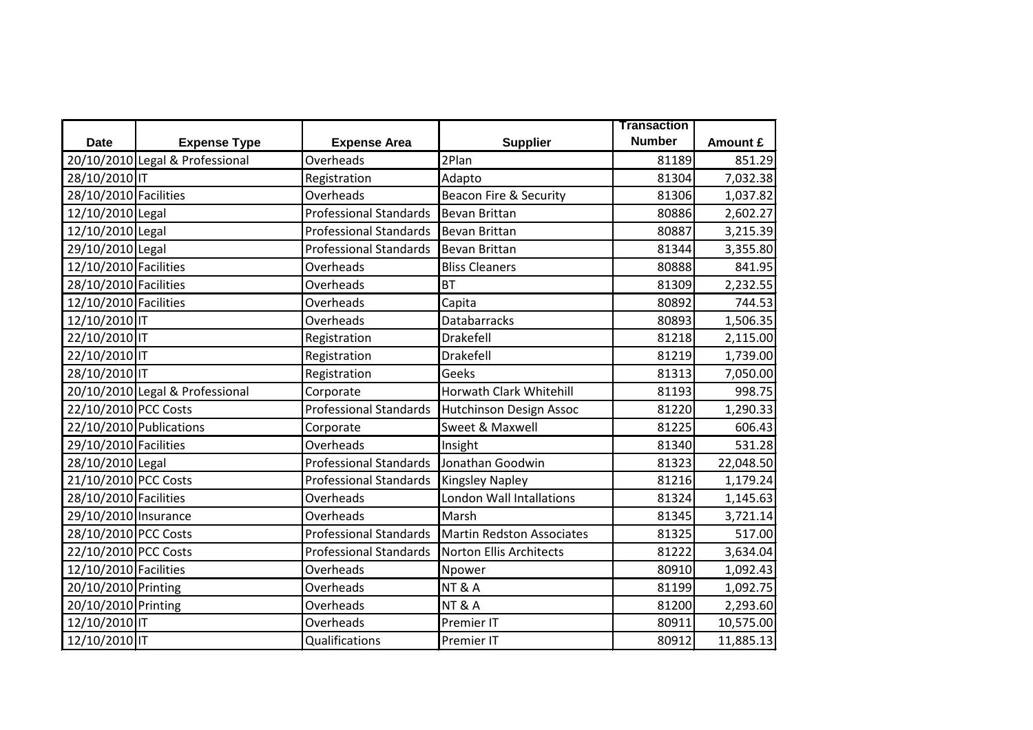| Date | Expense Type | Expense Area | Supplier | Transaction Number | Amount £ |
|---|---|---|---|---|---|
| 20/10/2010 | Legal & Professional | Overheads | 2Plan | 81189 | 851.29 |
| 28/10/2010 | IT | Registration | Adapto | 81304 | 7,032.38 |
| 28/10/2010 | Facilities | Overheads | Beacon Fire & Security | 81306 | 1,037.82 |
| 12/10/2010 | Legal | Professional Standards | Bevan Brittan | 80886 | 2,602.27 |
| 12/10/2010 | Legal | Professional Standards | Bevan Brittan | 80887 | 3,215.39 |
| 29/10/2010 | Legal | Professional Standards | Bevan Brittan | 81344 | 3,355.80 |
| 12/10/2010 | Facilities | Overheads | Bliss Cleaners | 80888 | 841.95 |
| 28/10/2010 | Facilities | Overheads | BT | 81309 | 2,232.55 |
| 12/10/2010 | Facilities | Overheads | Capita | 80892 | 744.53 |
| 12/10/2010 | IT | Overheads | Databarracks | 80893 | 1,506.35 |
| 22/10/2010 | IT | Registration | Drakefell | 81218 | 2,115.00 |
| 22/10/2010 | IT | Registration | Drakefell | 81219 | 1,739.00 |
| 28/10/2010 | IT | Registration | Geeks | 81313 | 7,050.00 |
| 20/10/2010 | Legal & Professional | Corporate | Horwath Clark Whitehill | 81193 | 998.75 |
| 22/10/2010 | PCC Costs | Professional Standards | Hutchinson Design Assoc | 81220 | 1,290.33 |
| 22/10/2010 | Publications | Corporate | Sweet & Maxwell | 81225 | 606.43 |
| 29/10/2010 | Facilities | Overheads | Insight | 81340 | 531.28 |
| 28/10/2010 | Legal | Professional Standards | Jonathan Goodwin | 81323 | 22,048.50 |
| 21/10/2010 | PCC Costs | Professional Standards | Kingsley Napley | 81216 | 1,179.24 |
| 28/10/2010 | Facilities | Overheads | London Wall Intallations | 81324 | 1,145.63 |
| 29/10/2010 | Insurance | Overheads | Marsh | 81345 | 3,721.14 |
| 28/10/2010 | PCC Costs | Professional Standards | Martin Redston Associates | 81325 | 517.00 |
| 22/10/2010 | PCC Costs | Professional Standards | Norton Ellis Architects | 81222 | 3,634.04 |
| 12/10/2010 | Facilities | Overheads | Npower | 80910 | 1,092.43 |
| 20/10/2010 | Printing | Overheads | NT & A | 81199 | 1,092.75 |
| 20/10/2010 | Printing | Overheads | NT & A | 81200 | 2,293.60 |
| 12/10/2010 | IT | Overheads | Premier IT | 80911 | 10,575.00 |
| 12/10/2010 | IT | Qualifications | Premier IT | 80912 | 11,885.13 |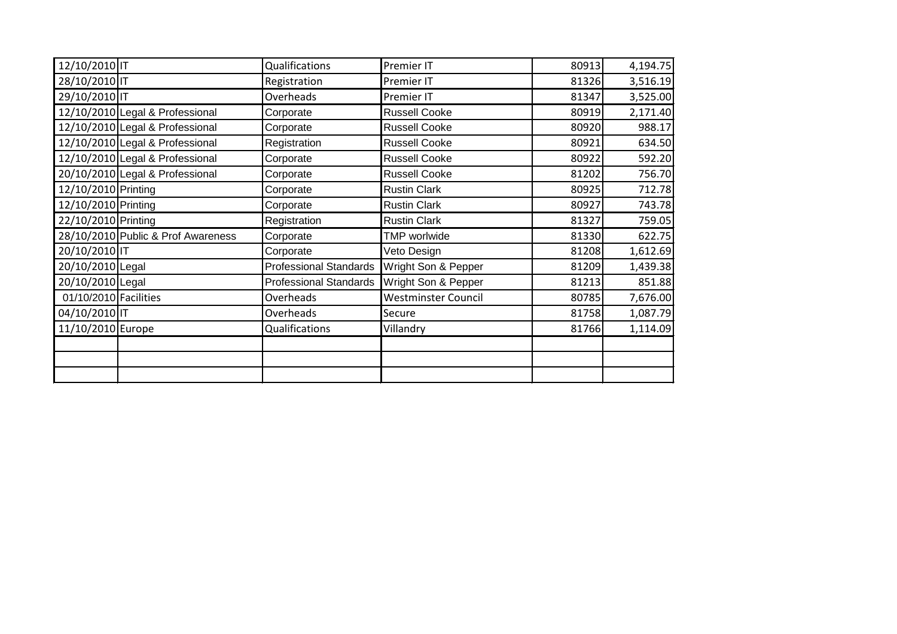| | | | | | |
|---|---|---|---|---|---|
| 12/10/2010 | IT | Qualifications | Premier IT | 80913 | 4,194.75 |
| 28/10/2010 | IT | Registration | Premier IT | 81326 | 3,516.19 |
| 29/10/2010 | IT | Overheads | Premier IT | 81347 | 3,525.00 |
| 12/10/2010 | Legal & Professional | Corporate | Russell Cooke | 80919 | 2,171.40 |
| 12/10/2010 | Legal & Professional | Corporate | Russell Cooke | 80920 | 988.17 |
| 12/10/2010 | Legal & Professional | Registration | Russell Cooke | 80921 | 634.50 |
| 12/10/2010 | Legal & Professional | Corporate | Russell Cooke | 80922 | 592.20 |
| 20/10/2010 | Legal & Professional | Corporate | Russell Cooke | 81202 | 756.70 |
| 12/10/2010 | Printing | Corporate | Rustin Clark | 80925 | 712.78 |
| 12/10/2010 | Printing | Corporate | Rustin Clark | 80927 | 743.78 |
| 22/10/2010 | Printing | Registration | Rustin Clark | 81327 | 759.05 |
| 28/10/2010 | Public & Prof Awareness | Corporate | TMP worlwide | 81330 | 622.75 |
| 20/10/2010 | IT | Corporate | Veto Design | 81208 | 1,612.69 |
| 20/10/2010 | Legal | Professional Standards | Wright Son & Pepper | 81209 | 1,439.38 |
| 20/10/2010 | Legal | Professional Standards | Wright Son & Pepper | 81213 | 851.88 |
| 01/10/2010 | Facilities | Overheads | Westminster Council | 80785 | 7,676.00 |
| 04/10/2010 | IT | Overheads | Secure | 81758 | 1,087.79 |
| 11/10/2010 | Europe | Qualifications | Villandry | 81766 | 1,114.09 |
| | | | | | |
| | | | | | |
| | | | | | |